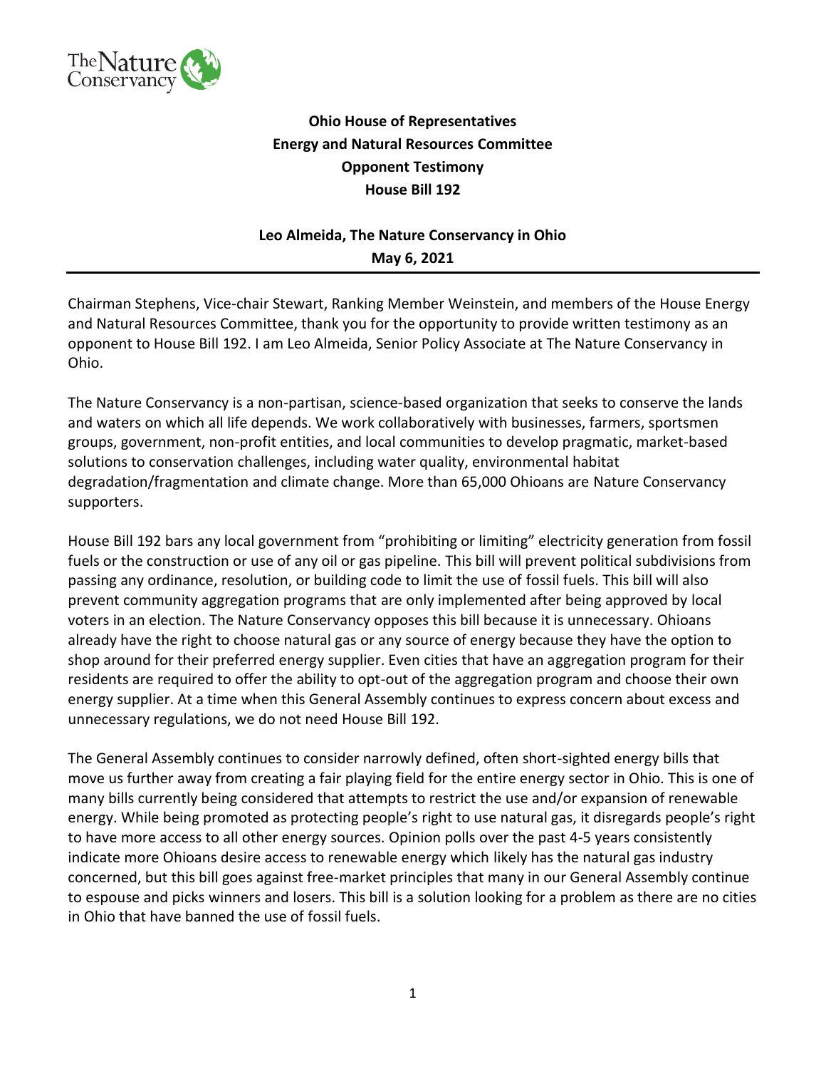**Ohio House of Representatives**
**Energy and Natural Resources Committee**
**Opponent Testimony**
**House Bill 192**

**Leo Almeida, The Nature Conservancy in Ohio**
**May 6, 2021**

---

Chairman Stephens, Vice-chair Stewart, Ranking Member Weinstein, and members of the House Energy and Natural Resources Committee, thank you for the opportunity to provide written testimony as an opponent to House Bill 192. I am Leo Almeida, Senior Policy Associate at The Nature Conservancy in Ohio.

The Nature Conservancy is a non-partisan, science-based organization that seeks to conserve the lands and waters on which all life depends. We work collaboratively with businesses, farmers, sportsmen groups, government, non-profit entities, and local communities to develop pragmatic, market-based solutions to conservation challenges, including water quality, environmental habitat degradation/fragmentation and climate change. More than 65,000 Ohioans are Nature Conservancy supporters.

House Bill 192 bars any local government from "prohibiting or limiting" electricity generation from fossil fuels or the construction or use of any oil or gas pipeline. This bill will prevent political subdivisions from passing any ordinance, resolution, or building code to limit the use of fossil fuels. This bill will also prevent community aggregation programs that are only implemented after being approved by local voters in an election. The Nature Conservancy opposes this bill because it is unnecessary. Ohioans already have the right to choose natural gas or any source of energy because they have the option to shop around for their preferred energy supplier. Even cities that have an aggregation program for their residents are required to offer the ability to opt-out of the aggregation program and choose their own energy supplier. At a time when this General Assembly continues to express concern about excess and unnecessary regulations, we do not need House Bill 192.

The General Assembly continues to consider narrowly defined, often short-sighted energy bills that move us further away from creating a fair playing field for the entire energy sector in Ohio. This is one of many bills currently being considered that attempts to restrict the use and/or expansion of renewable energy. While being promoted as protecting people's right to use natural gas, it disregards people's right to have more access to all other energy sources. Opinion polls over the past 4-5 years consistently indicate more Ohioans desire access to renewable energy which likely has the natural gas industry concerned, but this bill goes against free-market principles that many in our General Assembly continue to espouse and picks winners and losers. This bill is a solution looking for a problem as there are no cities in Ohio that have banned the use of fossil fuels.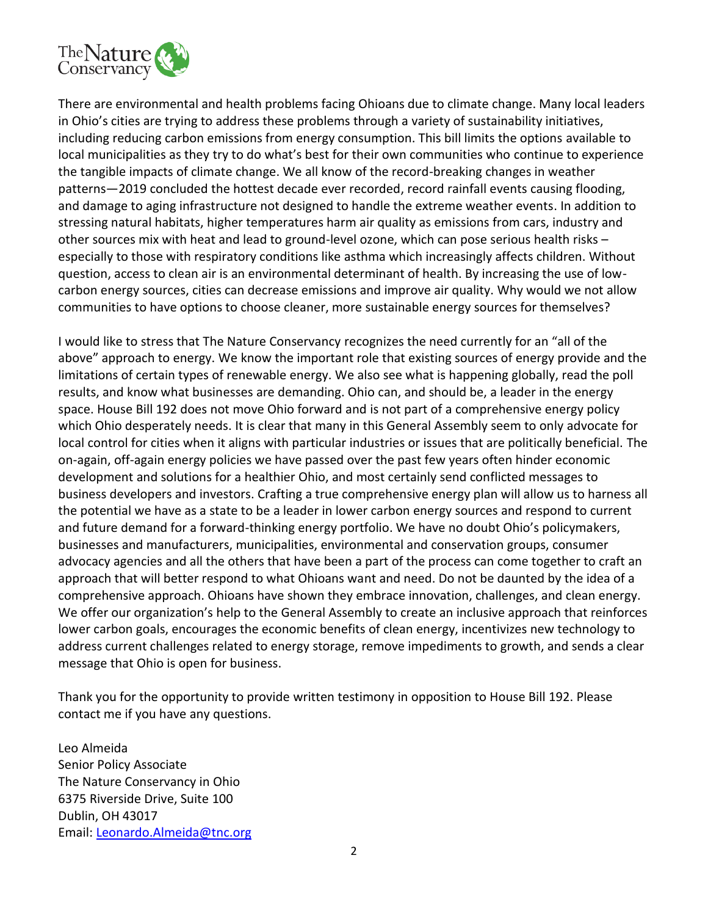There are environmental and health problems facing Ohioans due to climate change. Many local leaders in Ohio's cities are trying to address these problems through a variety of sustainability initiatives, including reducing carbon emissions from energy consumption. This bill limits the options available to local municipalities as they try to do what's best for their own communities who continue to experience the tangible impacts of climate change. We all know of the record-breaking changes in weather patterns—2019 concluded the hottest decade ever recorded, record rainfall events causing flooding, and damage to aging infrastructure not designed to handle the extreme weather events. In addition to stressing natural habitats, higher temperatures harm air quality as emissions from cars, industry and other sources mix with heat and lead to ground-level ozone, which can pose serious health risks – especially to those with respiratory conditions like asthma which increasingly affects children. Without question, access to clean air is an environmental determinant of health. By increasing the use of low-carbon energy sources, cities can decrease emissions and improve air quality. Why would we not allow communities to have options to choose cleaner, more sustainable energy sources for themselves?

I would like to stress that The Nature Conservancy recognizes the need currently for an "all of the above" approach to energy. We know the important role that existing sources of energy provide and the limitations of certain types of renewable energy. We also see what is happening globally, read the poll results, and know what businesses are demanding. Ohio can, and should be, a leader in the energy space. House Bill 192 does not move Ohio forward and is not part of a comprehensive energy policy which Ohio desperately needs. It is clear that many in this General Assembly seem to only advocate for local control for cities when it aligns with particular industries or issues that are politically beneficial. The on-again, off-again energy policies we have passed over the past few years often hinder economic development and solutions for a healthier Ohio, and most certainly send conflicted messages to business developers and investors. Crafting a true comprehensive energy plan will allow us to harness all the potential we have as a state to be a leader in lower carbon energy sources and respond to current and future demand for a forward-thinking energy portfolio. We have no doubt Ohio's policymakers, businesses and manufacturers, municipalities, environmental and conservation groups, consumer advocacy agencies and all the others that have been a part of the process can come together to craft an approach that will better respond to what Ohioans want and need. Do not be daunted by the idea of a comprehensive approach. Ohioans have shown they embrace innovation, challenges, and clean energy. We offer our organization's help to the General Assembly to create an inclusive approach that reinforces lower carbon goals, encourages the economic benefits of clean energy, incentivizes new technology to address current challenges related to energy storage, remove impediments to growth, and sends a clear message that Ohio is open for business.

Thank you for the opportunity to provide written testimony in opposition to House Bill 192. Please contact me if you have any questions.

Leo Almeida
Senior Policy Associate
The Nature Conservancy in Ohio
6375 Riverside Drive, Suite 100
Dublin, OH 43017
Email: Leonardo.Almeida@tnc.org